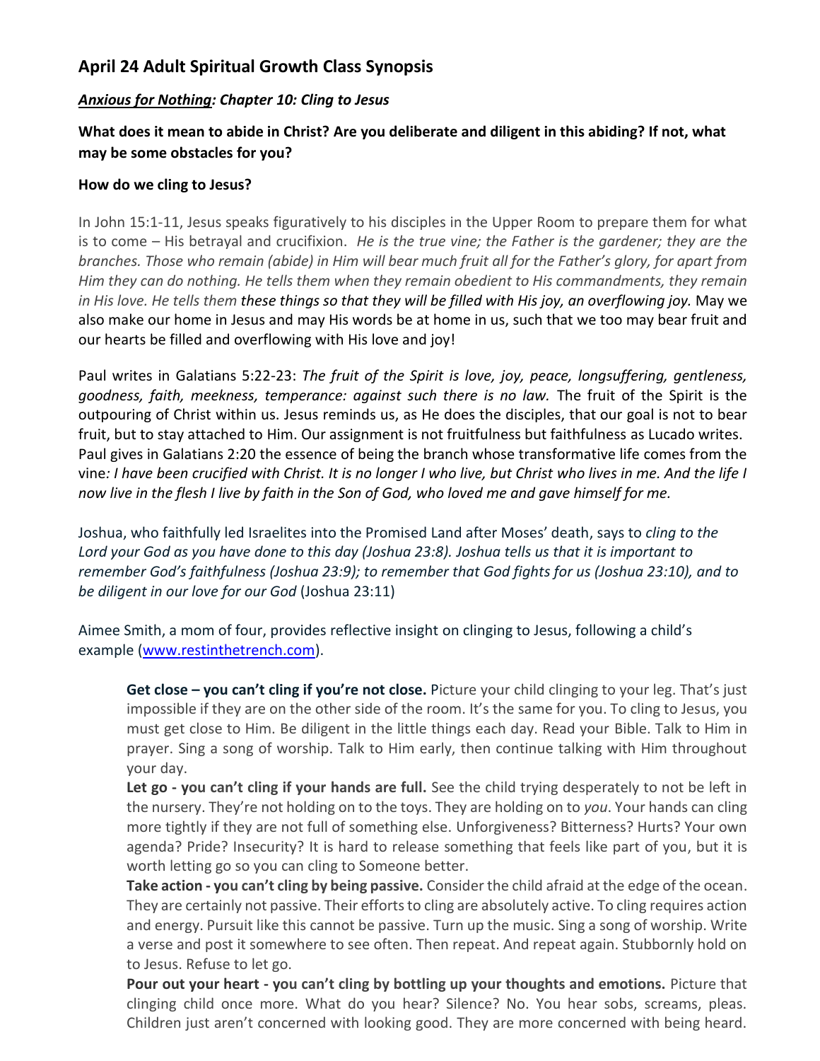## April 24 Adult Spiritual Growth Class Synopsis

### ***Anxious for Nothing*****: Chapter 10: Cling to Jesus**

**What does it mean to abide in Christ? Are you deliberate and diligent in this abiding? If not, what may be some obstacles for you?**

**How do we cling to Jesus?**

In John 15:1-11, Jesus speaks figuratively to his disciples in the Upper Room to prepare them for what is to come – His betrayal and crucifixion. *He is the true vine; the Father is the gardener; they are the branches. Those who remain (abide) in Him will bear much fruit all for the Father's glory, for apart from Him they can do nothing. He tells them when they remain obedient to His commandments, they remain in His love. He tells them these things so that they will be filled with His joy, an overflowing joy.* May we also make our home in Jesus and may His words be at home in us, such that we too may bear fruit and our hearts be filled and overflowing with His love and joy!

Paul writes in Galatians 5:22-23: *The fruit of the Spirit is love, joy, peace, longsuffering, gentleness, goodness, faith, meekness, temperance: against such there is no law.* The fruit of the Spirit is the outpouring of Christ within us. Jesus reminds us, as He does the disciples, that our goal is not to bear fruit, but to stay attached to Him. Our assignment is not fruitfulness but faithfulness as Lucado writes. Paul gives in Galatians 2:20 the essence of being the branch whose transformative life comes from the vine*: I have been crucified with Christ. It is no longer I who live, but Christ who lives in me. And the life I now live in the flesh I live by faith in the Son of God, who loved me and gave himself for me.*

Joshua, who faithfully led Israelites into the Promised Land after Moses' death, says to *cling to the Lord your God as you have done to this day (Joshua 23:8). Joshua tells us that it is important to remember God's faithfulness (Joshua 23:9); to remember that God fights for us (Joshua 23:10), and to be diligent in our love for our God* (Joshua 23:11)

Aimee Smith, a mom of four, provides reflective insight on clinging to Jesus, following a child's example ([www.restinthetrench.com](http://www.restinthetrench.com)).

> **Get close – you can't cling if you're not close.** Picture your child clinging to your leg. That's just impossible if they are on the other side of the room. It's the same for you. To cling to Jesus, you must get close to Him. Be diligent in the little things each day. Read your Bible. Talk to Him in prayer. Sing a song of worship. Talk to Him early, then continue talking with Him throughout your day.
>
> **Let go - you can't cling if your hands are full.** See the child trying desperately to not be left in the nursery. They're not holding on to the toys. They are holding on to *you*. Your hands can cling more tightly if they are not full of something else. Unforgiveness? Bitterness? Hurts? Your own agenda? Pride? Insecurity? It is hard to release something that feels like part of you, but it is worth letting go so you can cling to Someone better.
>
> **Take action - you can't cling by being passive.** Consider the child afraid at the edge of the ocean. They are certainly not passive. Their efforts to cling are absolutely active. To cling requires action and energy. Pursuit like this cannot be passive. Turn up the music. Sing a song of worship. Write a verse and post it somewhere to see often. Then repeat. And repeat again. Stubbornly hold on to Jesus. Refuse to let go.
>
> **Pour out your heart - you can't cling by bottling up your thoughts and emotions.** Picture that clinging child once more. What do you hear? Silence? No. You hear sobs, screams, pleas. Children just aren't concerned with looking good. They are more concerned with being heard.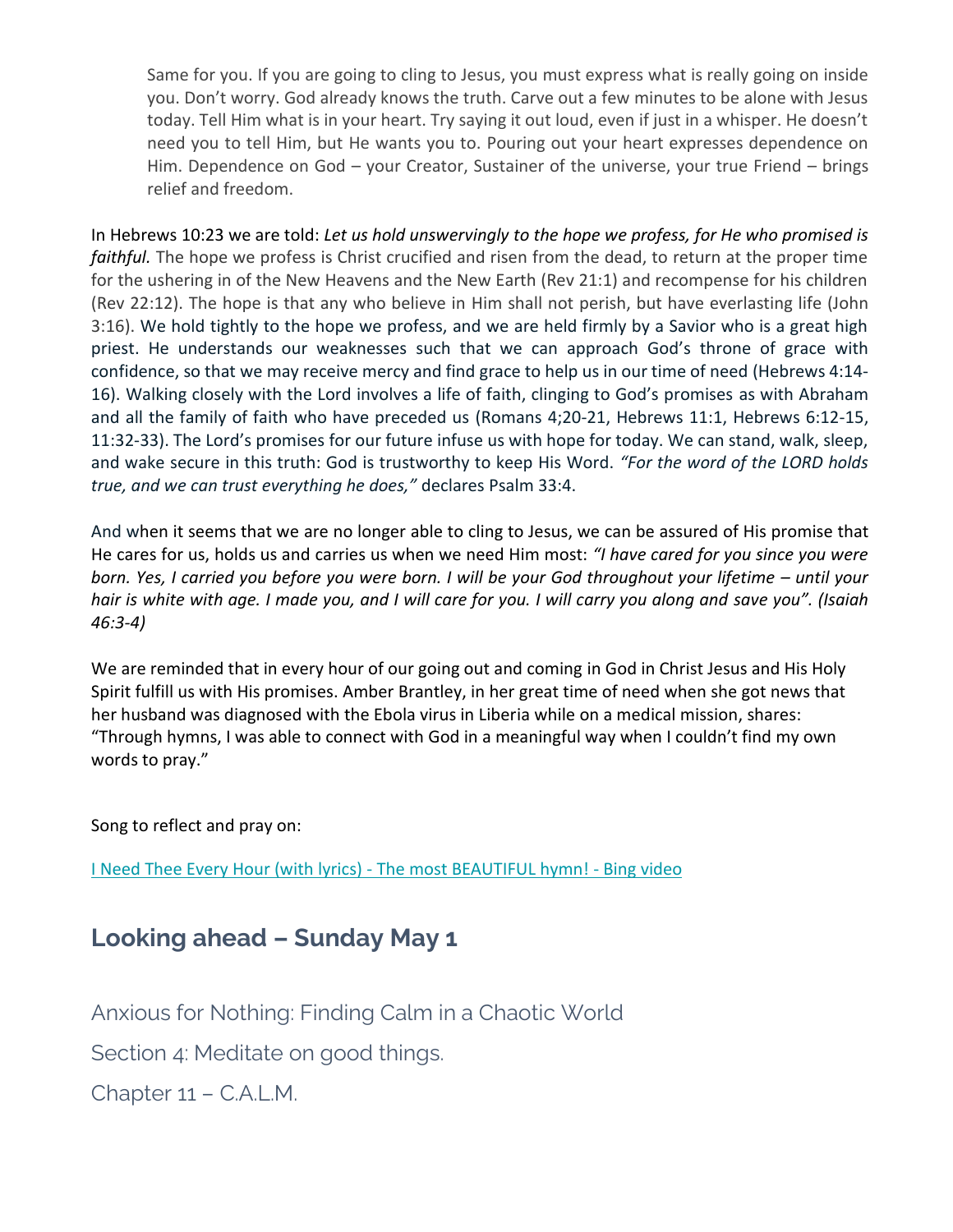> Same for you. If you are going to cling to Jesus, you must express what is really going on inside you. Don't worry. God already knows the truth. Carve out a few minutes to be alone with Jesus today. Tell Him what is in your heart. Try saying it out loud, even if just in a whisper. He doesn't need you to tell Him, but He wants you to. Pouring out your heart expresses dependence on Him. Dependence on God – your Creator, Sustainer of the universe, your true Friend – brings relief and freedom.

In Hebrews 10:23 we are told: *Let us hold unswervingly to the hope we profess, for He who promised is faithful.* The hope we profess is Christ crucified and risen from the dead, to return at the proper time for the ushering in of the New Heavens and the New Earth (Rev 21:1) and recompense for his children (Rev 22:12). The hope is that any who believe in Him shall not perish, but have everlasting life (John 3:16). We hold tightly to the hope we profess, and we are held firmly by a Savior who is a great high priest. He understands our weaknesses such that we can approach God's throne of grace with confidence, so that we may receive mercy and find grace to help us in our time of need (Hebrews 4:14-16). Walking closely with the Lord involves a life of faith, clinging to God's promises as with Abraham and all the family of faith who have preceded us (Romans 4;20-21, Hebrews 11:1, Hebrews 6:12-15, 11:32-33). The Lord's promises for our future infuse us with hope for today. We can stand, walk, sleep, and wake secure in this truth: God is trustworthy to keep His Word. *"For the word of the LORD holds true, and we can trust everything he does,"* declares Psalm 33:4.

And when it seems that we are no longer able to cling to Jesus, we can be assured of His promise that He cares for us, holds us and carries us when we need Him most: *"I have cared for you since you were born. Yes, I carried you before you were born. I will be your God throughout your lifetime – until your hair is white with age. I made you, and I will care for you. I will carry you along and save you". (Isaiah 46:3-4)*

We are reminded that in every hour of our going out and coming in God in Christ Jesus and His Holy Spirit fulfill us with His promises. Amber Brantley, in her great time of need when she got news that her husband was diagnosed with the Ebola virus in Liberia while on a medical mission, shares: "Through hymns, I was able to connect with God in a meaningful way when I couldn't find my own words to pray."

Song to reflect and pray on:

I Need Thee Every Hour (with lyrics) - The most BEAUTIFUL hymn! - Bing video

## Looking ahead – Sunday May 1

Anxious for Nothing: Finding Calm in a Chaotic World

Section 4: Meditate on good things.

Chapter 11 – C.A.L.M.